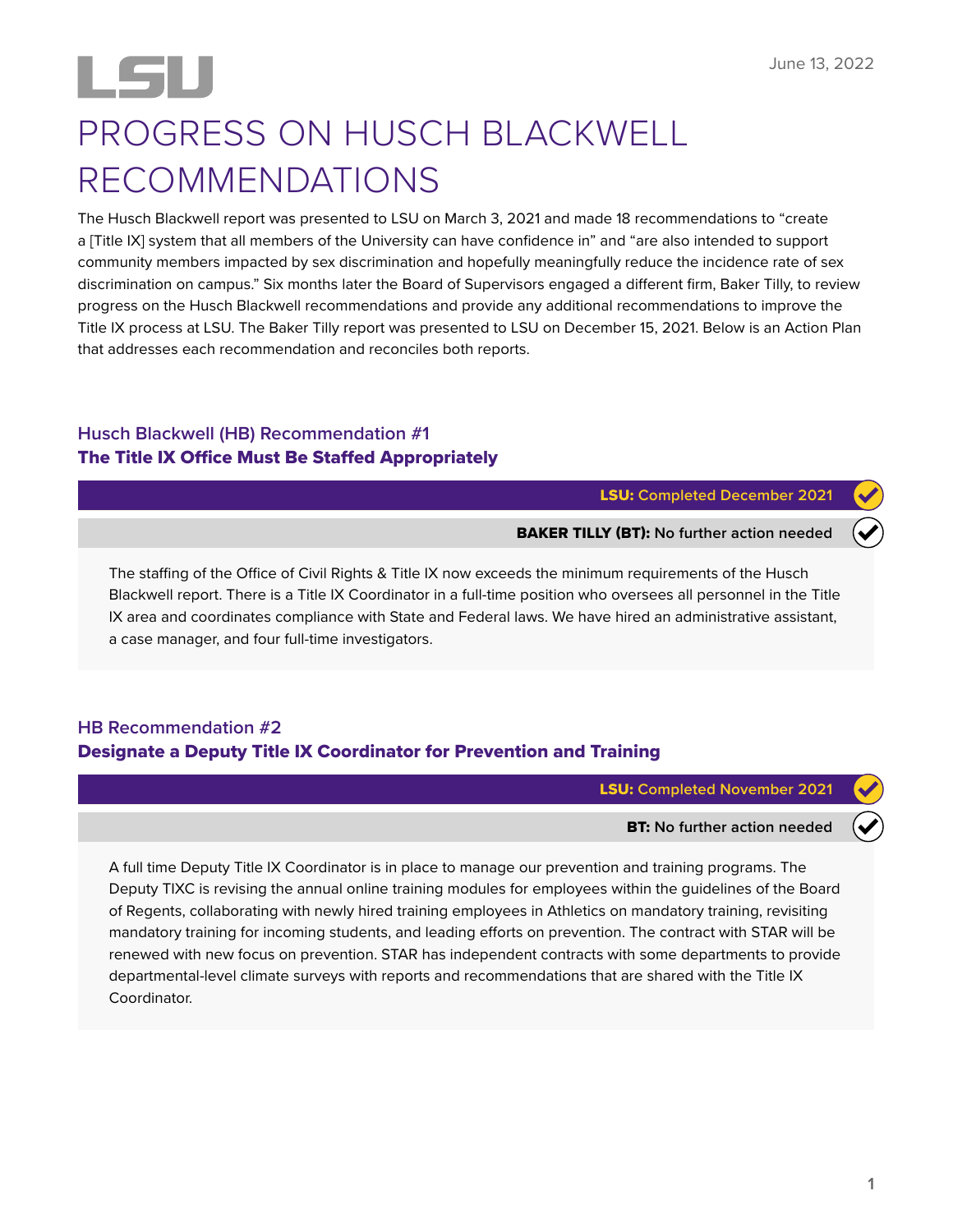June 13, 2022

LSU

# PROGRESS ON HUSCH BLACKWELL RECOMMENDATIONS

The Husch Blackwell report was presented to LSU on March 3, 2021 and made 18 recommendations to "create a [Title IX] system that all members of the University can have confidence in" and "are also intended to support community members impacted by sex discrimination and hopefully meaningfully reduce the incidence rate of sex discrimination on campus." Six months later the Board of Supervisors engaged a different firm, Baker Tilly, to review progress on the Husch Blackwell recommendations and provide any additional recommendations to improve the Title IX process at LSU. The Baker Tilly report was presented to LSU on December 15, 2021. Below is an Action Plan that addresses each recommendation and reconciles both reports.

## Husch Blackwell (HB) Recommendation #1
### The Title IX Office Must Be Staffed Appropriately

**LSU:** Completed December 2021

**BAKER TILLY (BT):** No further action needed

The staffing of the Office of Civil Rights & Title IX now exceeds the minimum requirements of the Husch Blackwell report. There is a Title IX Coordinator in a full-time position who oversees all personnel in the Title IX area and coordinates compliance with State and Federal laws. We have hired an administrative assistant, a case manager, and four full-time investigators.

## HB Recommendation #2
### Designate a Deputy Title IX Coordinator for Prevention and Training

**LSU:** Completed November 2021

**BT:** No further action needed

A full time Deputy Title IX Coordinator is in place to manage our prevention and training programs. The Deputy TIXC is revising the annual online training modules for employees within the guidelines of the Board of Regents, collaborating with newly hired training employees in Athletics on mandatory training, revisiting mandatory training for incoming students, and leading efforts on prevention. The contract with STAR will be renewed with new focus on prevention. STAR has independent contracts with some departments to provide departmental-level climate surveys with reports and recommendations that are shared with the Title IX Coordinator.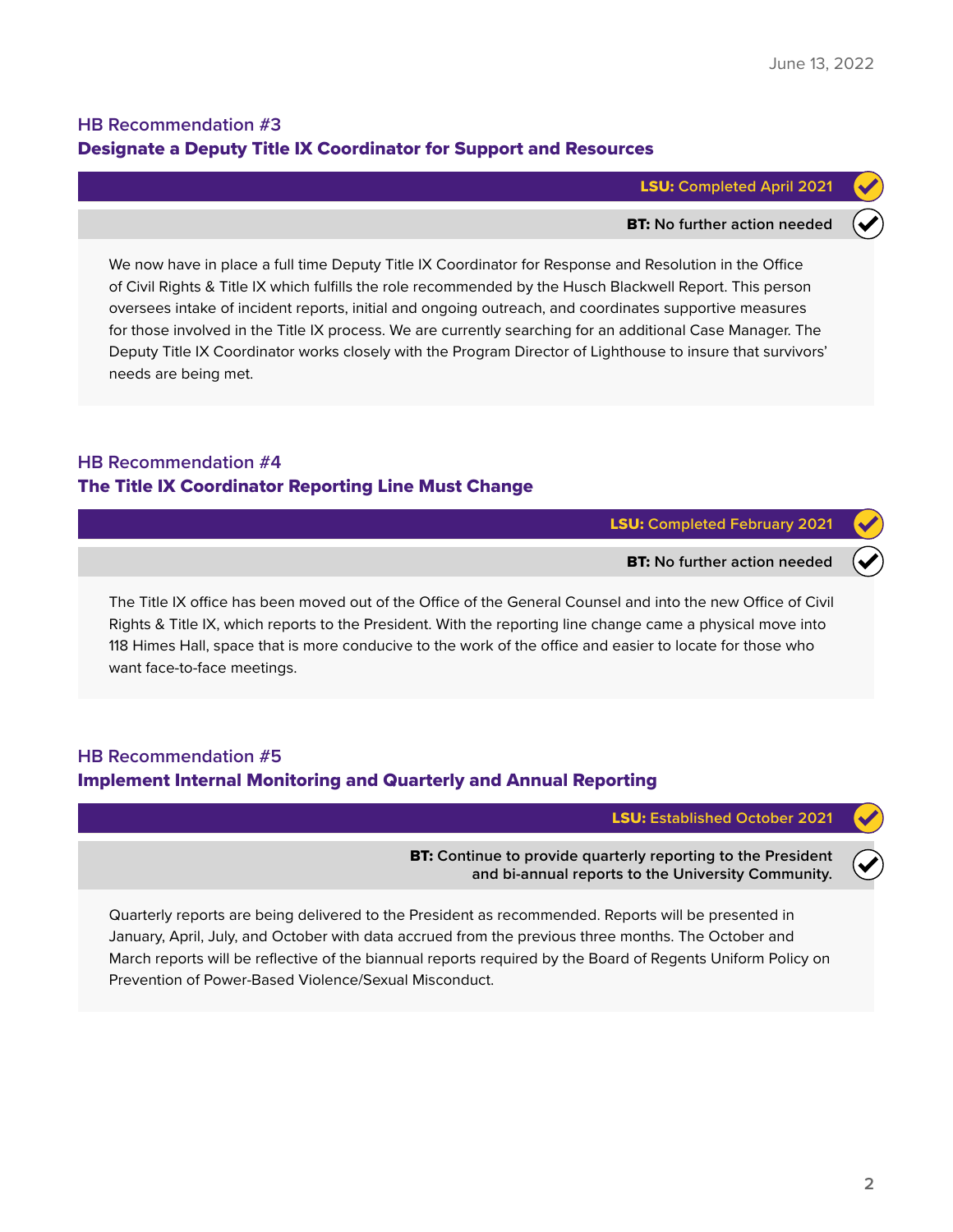## HB Recommendation #3
### Designate a Deputy Title IX Coordinator for Support and Resources

**LSU:** Completed April 2021

**BT:** No further action needed

We now have in place a full time Deputy Title IX Coordinator for Response and Resolution in the Office of Civil Rights & Title IX which fulfills the role recommended by the Husch Blackwell Report. This person oversees intake of incident reports, initial and ongoing outreach, and coordinates supportive measures for those involved in the Title IX process. We are currently searching for an additional Case Manager. The Deputy Title IX Coordinator works closely with the Program Director of Lighthouse to insure that survivors' needs are being met.

## HB Recommendation #4
### The Title IX Coordinator Reporting Line Must Change

**LSU:** Completed February 2021

**BT:** No further action needed

The Title IX office has been moved out of the Office of the General Counsel and into the new Office of Civil Rights & Title IX, which reports to the President. With the reporting line change came a physical move into 118 Himes Hall, space that is more conducive to the work of the office and easier to locate for those who want face-to-face meetings.

## HB Recommendation #5
### Implement Internal Monitoring and Quarterly and Annual Reporting

**LSU:** Established October 2021

**BT:** Continue to provide quarterly reporting to the President and bi-annual reports to the University Community.

Quarterly reports are being delivered to the President as recommended. Reports will be presented in January, April, July, and October with data accrued from the previous three months. The October and March reports will be reflective of the biannual reports required by the Board of Regents Uniform Policy on Prevention of Power-Based Violence/Sexual Misconduct.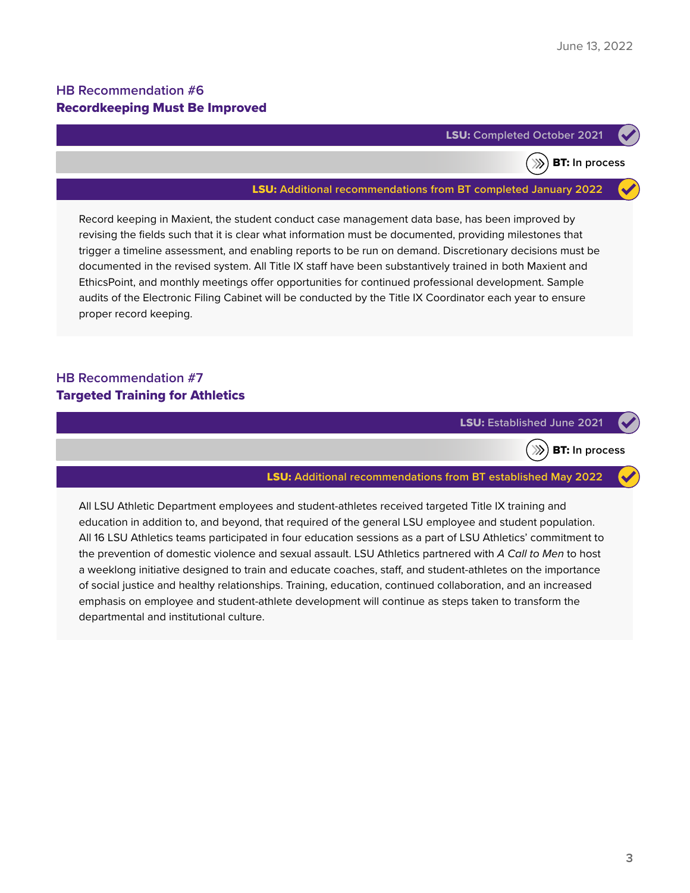## HB Recommendation #6
## **Recordkeeping Must Be Improved**

**LSU:** Completed October 2021

**BT:** In process

**LSU:** Additional recommendations from BT completed January 2022

Record keeping in Maxient, the student conduct case management data base, has been improved by revising the fields such that it is clear what information must be documented, providing milestones that trigger a timeline assessment, and enabling reports to be run on demand. Discretionary decisions must be documented in the revised system. All Title IX staff have been substantively trained in both Maxient and EthicsPoint, and monthly meetings offer opportunities for continued professional development. Sample audits of the Electronic Filing Cabinet will be conducted by the Title IX Coordinator each year to ensure proper record keeping.

## HB Recommendation #7
## **Targeted Training for Athletics**

**LSU:** Established June 2021

**BT:** In process

**LSU:** Additional recommendations from BT established May 2022

All LSU Athletic Department employees and student-athletes received targeted Title IX training and education in addition to, and beyond, that required of the general LSU employee and student population. All 16 LSU Athletics teams participated in four education sessions as a part of LSU Athletics' commitment to the prevention of domestic violence and sexual assault. LSU Athletics partnered with *A Call to Men* to host a weeklong initiative designed to train and educate coaches, staff, and student-athletes on the importance of social justice and healthy relationships. Training, education, continued collaboration, and an increased emphasis on employee and student-athlete development will continue as steps taken to transform the departmental and institutional culture.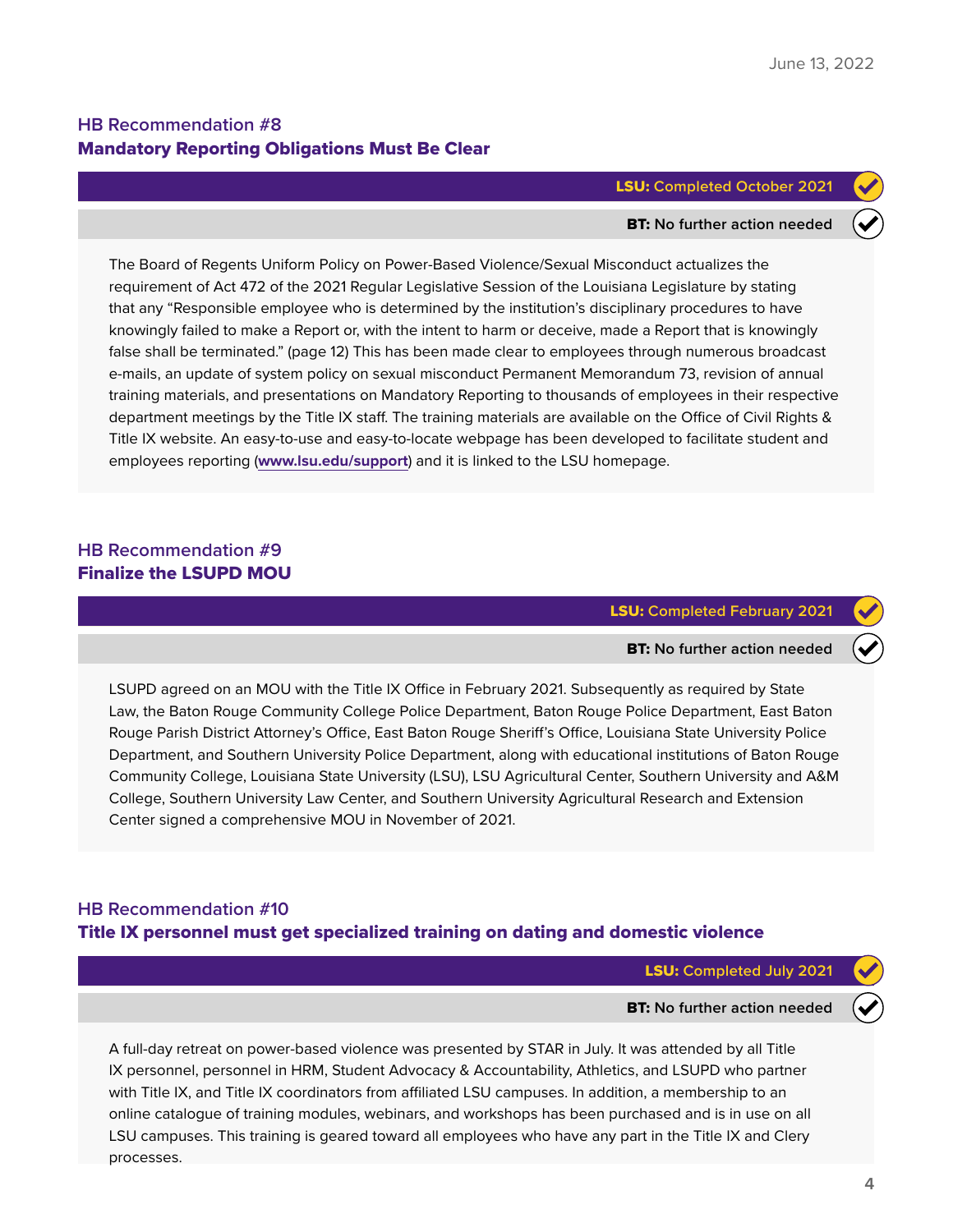### HB Recommendation #8
### **Mandatory Reporting Obligations Must Be Clear**

**LSU:** Completed October 2021

**BT:** No further action needed

The Board of Regents Uniform Policy on Power-Based Violence/Sexual Misconduct actualizes the requirement of Act 472 of the 2021 Regular Legislative Session of the Louisiana Legislature by stating that any "Responsible employee who is determined by the institution's disciplinary procedures to have knowingly failed to make a Report or, with the intent to harm or deceive, made a Report that is knowingly false shall be terminated." (page 12) This has been made clear to employees through numerous broadcast e-mails, an update of system policy on sexual misconduct Permanent Memorandum 73, revision of annual training materials, and presentations on Mandatory Reporting to thousands of employees in their respective department meetings by the Title IX staff. The training materials are available on the Office of Civil Rights & Title IX website. An easy-to-use and easy-to-locate webpage has been developed to facilitate student and employees reporting (www.lsu.edu/support) and it is linked to the LSU homepage.

### HB Recommendation #9
### **Finalize the LSUPD MOU**

**LSU:** Completed February 2021

**BT:** No further action needed

LSUPD agreed on an MOU with the Title IX Office in February 2021. Subsequently as required by State Law, the Baton Rouge Community College Police Department, Baton Rouge Police Department, East Baton Rouge Parish District Attorney's Office, East Baton Rouge Sheriff's Office, Louisiana State University Police Department, and Southern University Police Department, along with educational institutions of Baton Rouge Community College, Louisiana State University (LSU), LSU Agricultural Center, Southern University and A&M College, Southern University Law Center, and Southern University Agricultural Research and Extension Center signed a comprehensive MOU in November of 2021.

### HB Recommendation #10
### **Title IX personnel must get specialized training on dating and domestic violence**

**LSU:** Completed July 2021

**BT:** No further action needed

A full-day retreat on power-based violence was presented by STAR in July. It was attended by all Title IX personnel, personnel in HRM, Student Advocacy & Accountability, Athletics, and LSUPD who partner with Title IX, and Title IX coordinators from affiliated LSU campuses. In addition, a membership to an online catalogue of training modules, webinars, and workshops has been purchased and is in use on all LSU campuses. This training is geared toward all employees who have any part in the Title IX and Clery processes.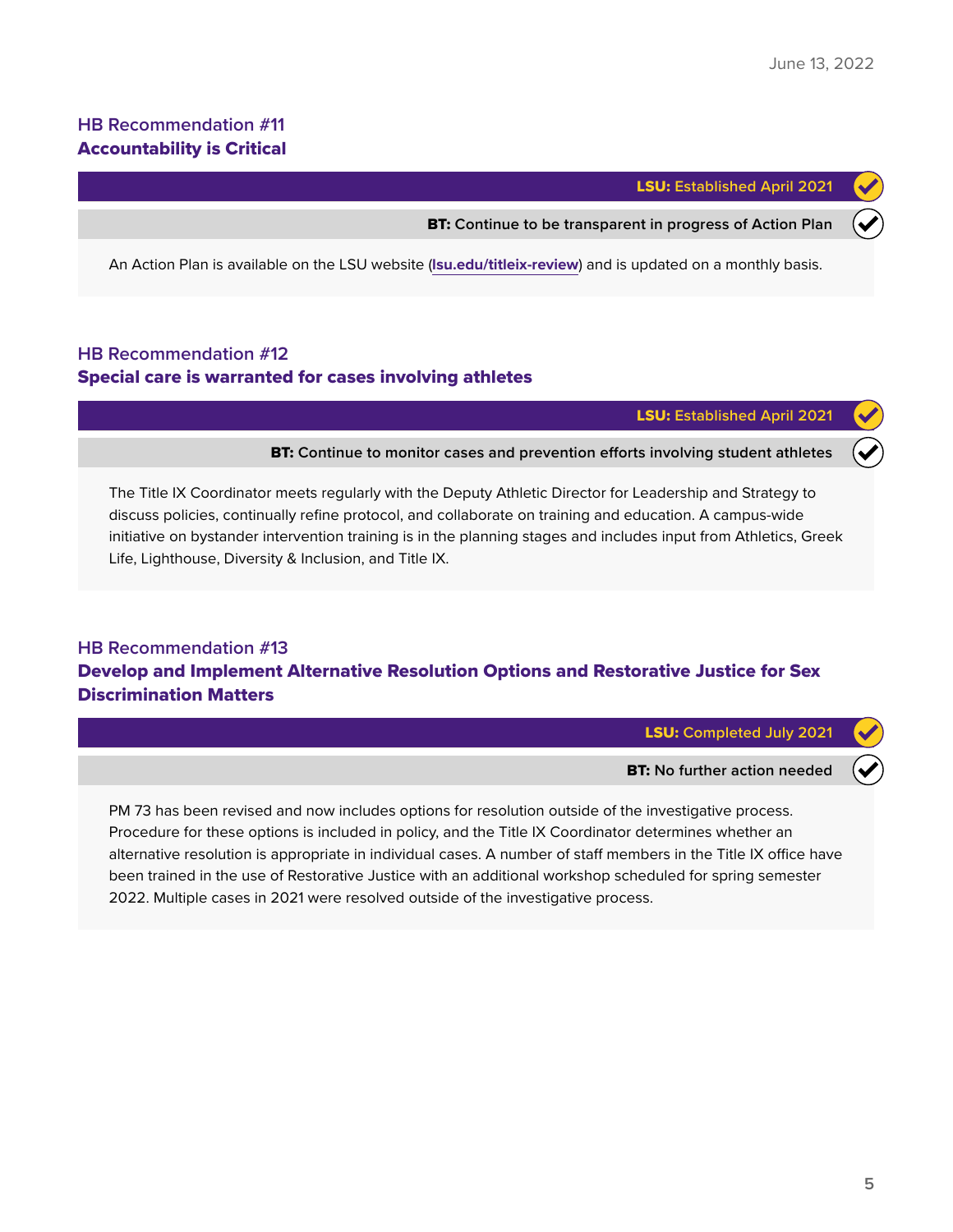June 13, 2022

## HB Recommendation #11
### Accountability is Critical

**LSU:** Established April 2021

**BT:** Continue to be transparent in progress of Action Plan

An Action Plan is available on the LSU website (**lsu.edu/titleix-review**) and is updated on a monthly basis.

## HB Recommendation #12
### Special care is warranted for cases involving athletes

**LSU:** Established April 2021

**BT:** Continue to monitor cases and prevention efforts involving student athletes

The Title IX Coordinator meets regularly with the Deputy Athletic Director for Leadership and Strategy to discuss policies, continually refine protocol, and collaborate on training and education. A campus-wide initiative on bystander intervention training is in the planning stages and includes input from Athletics, Greek Life, Lighthouse, Diversity & Inclusion, and Title IX.

## HB Recommendation #13
### Develop and Implement Alternative Resolution Options and Restorative Justice for Sex Discrimination Matters

**LSU:** Completed July 2021

**BT:** No further action needed

PM 73 has been revised and now includes options for resolution outside of the investigative process. Procedure for these options is included in policy, and the Title IX Coordinator determines whether an alternative resolution is appropriate in individual cases. A number of staff members in the Title IX office have been trained in the use of Restorative Justice with an additional workshop scheduled for spring semester 2022. Multiple cases in 2021 were resolved outside of the investigative process.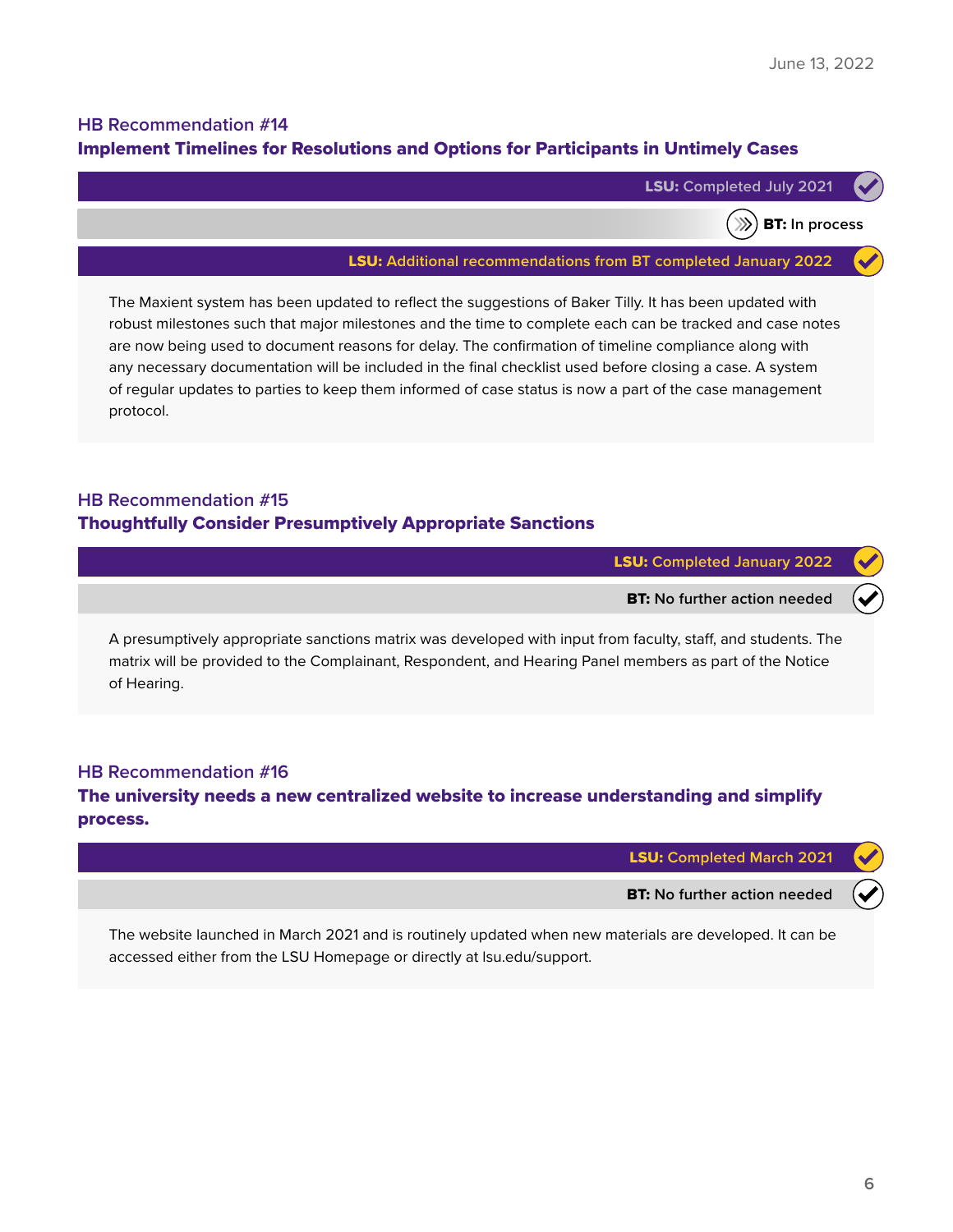June 13, 2022

## HB Recommendation #14

### Implement Timelines for Resolutions and Options for Participants in Untimely Cases

**LSU:** Completed July 2021

**BT:** In process

**LSU:** Additional recommendations from BT completed January 2022

The Maxient system has been updated to reflect the suggestions of Baker Tilly. It has been updated with robust milestones such that major milestones and the time to complete each can be tracked and case notes are now being used to document reasons for delay. The confirmation of timeline compliance along with any necessary documentation will be included in the final checklist used before closing a case. A system of regular updates to parties to keep them informed of case status is now a part of the case management protocol.

## HB Recommendation #15

### Thoughtfully Consider Presumptively Appropriate Sanctions

**LSU:** Completed January 2022

**BT:** No further action needed

A presumptively appropriate sanctions matrix was developed with input from faculty, staff, and students. The matrix will be provided to the Complainant, Respondent, and Hearing Panel members as part of the Notice of Hearing.

## HB Recommendation #16

### The university needs a new centralized website to increase understanding and simplify process.

**LSU:** Completed March 2021

**BT:** No further action needed

The website launched in March 2021 and is routinely updated when new materials are developed. It can be accessed either from the LSU Homepage or directly at lsu.edu/support.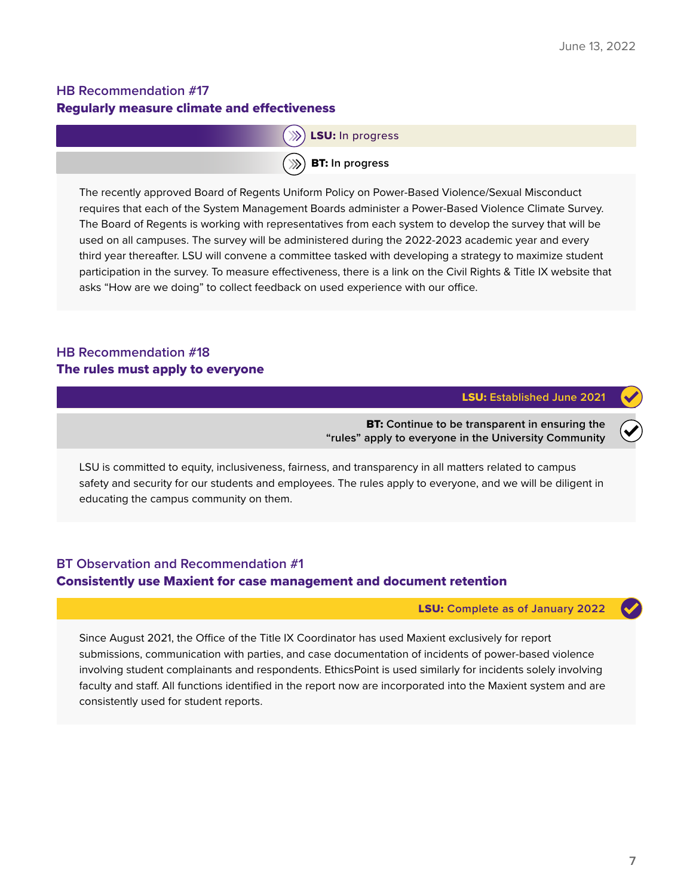## HB Recommendation #17
### Regularly measure climate and effectiveness

**LSU:** In progress

**BT:** In progress

The recently approved Board of Regents Uniform Policy on Power-Based Violence/Sexual Misconduct requires that each of the System Management Boards administer a Power-Based Violence Climate Survey. The Board of Regents is working with representatives from each system to develop the survey that will be used on all campuses. The survey will be administered during the 2022-2023 academic year and every third year thereafter. LSU will convene a committee tasked with developing a strategy to maximize student participation in the survey. To measure effectiveness, there is a link on the Civil Rights & Title IX website that asks "How are we doing" to collect feedback on used experience with our office.

## HB Recommendation #18
### The rules must apply to everyone

**LSU:** Established June 2021

**BT:** Continue to be transparent in ensuring the "rules" apply to everyone in the University Community

LSU is committed to equity, inclusiveness, fairness, and transparency in all matters related to campus safety and security for our students and employees. The rules apply to everyone, and we will be diligent in educating the campus community on them.

## BT Observation and Recommendation #1
### Consistently use Maxient for case management and document retention

**LSU:** Complete as of January 2022

Since August 2021, the Office of the Title IX Coordinator has used Maxient exclusively for report submissions, communication with parties, and case documentation of incidents of power-based violence involving student complainants and respondents. EthicsPoint is used similarly for incidents solely involving faculty and staff. All functions identified in the report now are incorporated into the Maxient system and are consistently used for student reports.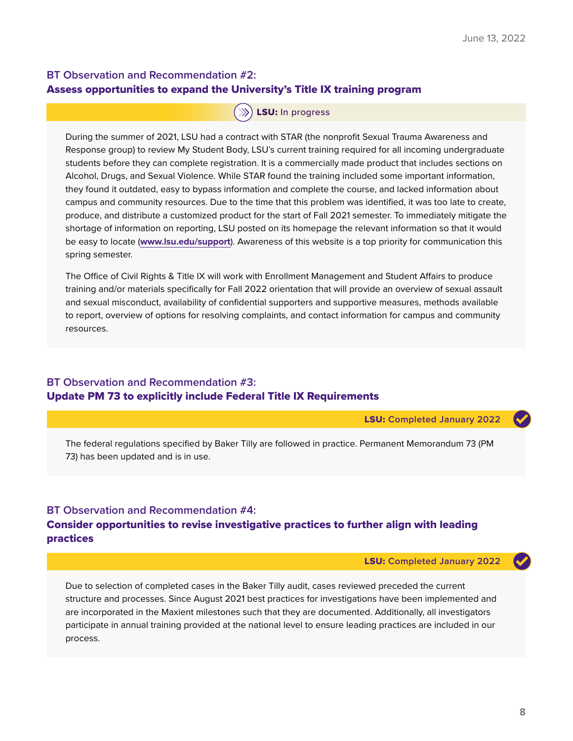### BT Observation and Recommendation #2:
### **Assess opportunities to expand the University's Title IX training program**

**LSU:** In progress

During the summer of 2021, LSU had a contract with STAR (the nonprofit Sexual Trauma Awareness and Response group) to review My Student Body, LSU's current training required for all incoming undergraduate students before they can complete registration. It is a commercially made product that includes sections on Alcohol, Drugs, and Sexual Violence. While STAR found the training included some important information, they found it outdated, easy to bypass information and complete the course, and lacked information about campus and community resources. Due to the time that this problem was identified, it was too late to create, produce, and distribute a customized product for the start of Fall 2021 semester. To immediately mitigate the shortage of information on reporting, LSU posted on its homepage the relevant information so that it would be easy to locate (**www.lsu.edu/support**). Awareness of this website is a top priority for communication this spring semester.

The Office of Civil Rights & Title IX will work with Enrollment Management and Student Affairs to produce training and/or materials specifically for Fall 2022 orientation that will provide an overview of sexual assault and sexual misconduct, availability of confidential supporters and supportive measures, methods available to report, overview of options for resolving complaints, and contact information for campus and community resources.

### BT Observation and Recommendation #3:
### **Update PM 73 to explicitly include Federal Title IX Requirements**

**LSU:** Completed January 2022

The federal regulations specified by Baker Tilly are followed in practice. Permanent Memorandum 73 (PM 73) has been updated and is in use.

### BT Observation and Recommendation #4:
### **Consider opportunities to revise investigative practices to further align with leading practices**

**LSU:** Completed January 2022

Due to selection of completed cases in the Baker Tilly audit, cases reviewed preceded the current structure and processes. Since August 2021 best practices for investigations have been implemented and are incorporated in the Maxient milestones such that they are documented. Additionally, all investigators participate in annual training provided at the national level to ensure leading practices are included in our process.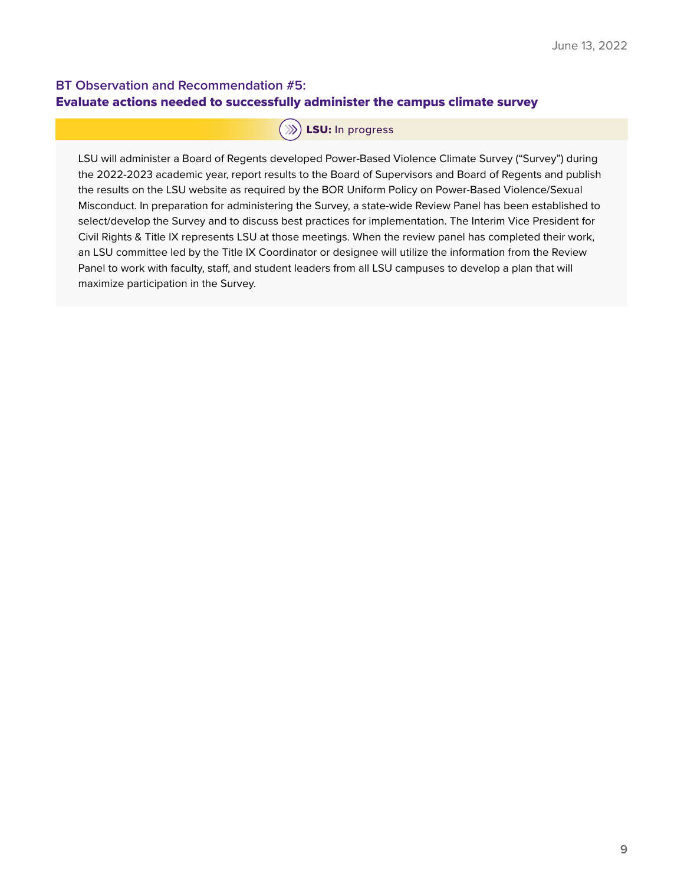### BT Observation and Recommendation #5:
### **Evaluate actions needed to successfully administer the campus climate survey**

**LSU:** In progress

LSU will administer a Board of Regents developed Power-Based Violence Climate Survey ("Survey") during the 2022-2023 academic year, report results to the Board of Supervisors and Board of Regents and publish the results on the LSU website as required by the BOR Uniform Policy on Power-Based Violence/Sexual Misconduct. In preparation for administering the Survey, a state-wide Review Panel has been established to select/develop the Survey and to discuss best practices for implementation. The Interim Vice President for Civil Rights & Title IX represents LSU at those meetings. When the review panel has completed their work, an LSU committee led by the Title IX Coordinator or designee will utilize the information from the Review Panel to work with faculty, staff, and student leaders from all LSU campuses to develop a plan that will maximize participation in the Survey.